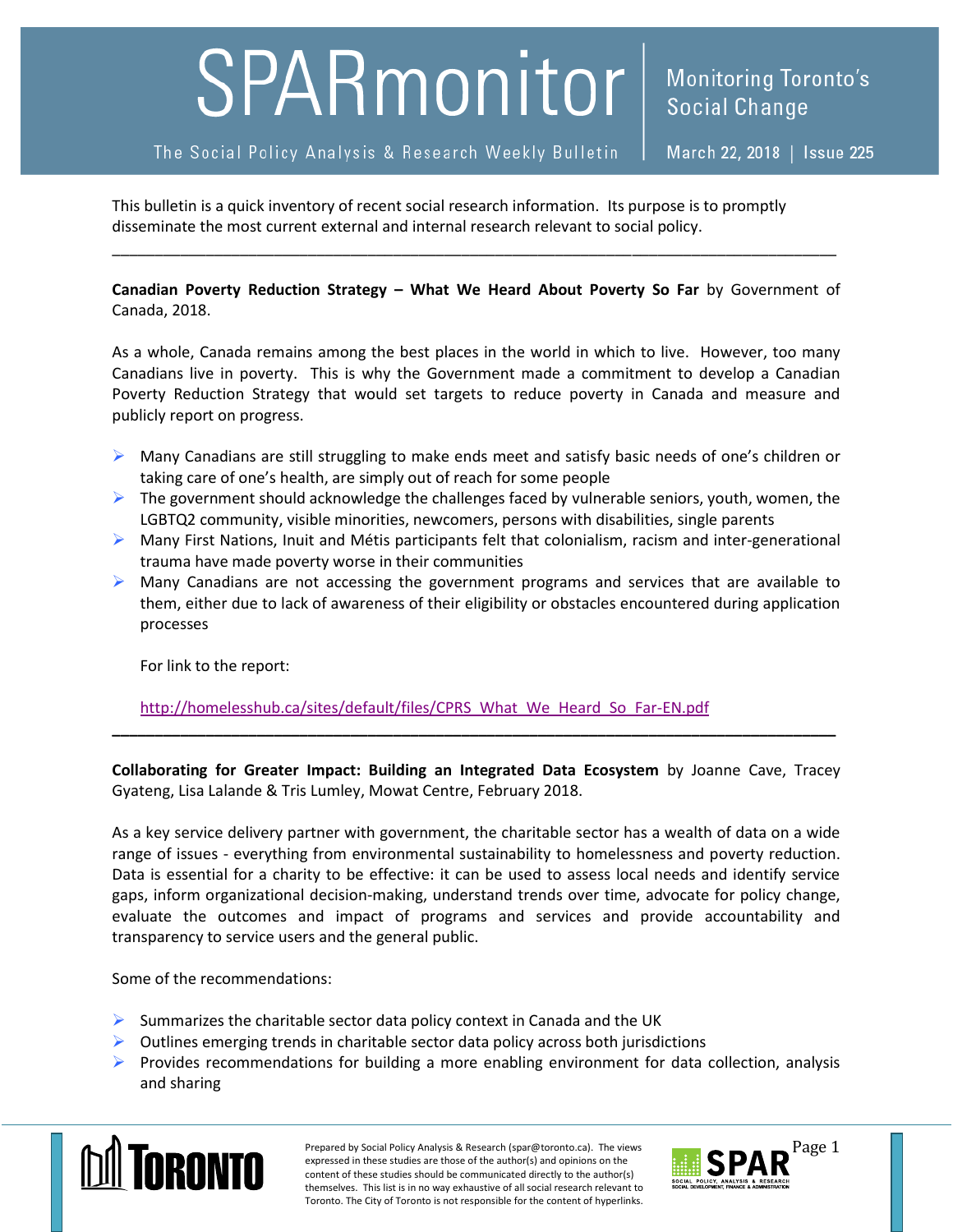# SPARmonitor

**Monitoring Toronto's Social Change**

The Social Policy Analysis & Research Weekly Bulletin | March 22, 2018 | Issue 225

This bulletin is a quick inventory of recent social research information. Its purpose is to promptly disseminate the most current external and internal research relevant to social policy.

---

**Canadian Poverty Reduction Strategy – What We Heard About Poverty So Far** by Government of Canada, 2018.

As a whole, Canada remains among the best places in the world in which to live. However, too many Canadians live in poverty. This is why the Government made a commitment to develop a Canadian Poverty Reduction Strategy that would set targets to reduce poverty in Canada and measure and publicly report on progress.

- Many Canadians are still struggling to make ends meet and satisfy basic needs of one's children or taking care of one's health, are simply out of reach for some people
- The government should acknowledge the challenges faced by vulnerable seniors, youth, women, the LGBTQ2 community, visible minorities, newcomers, persons with disabilities, single parents
- Many First Nations, Inuit and Métis participants felt that colonialism, racism and inter-generational trauma have made poverty worse in their communities
- Many Canadians are not accessing the government programs and services that are available to them, either due to lack of awareness of their eligibility or obstacles encountered during application processes

  For link to the report:

  http://homelesshub.ca/sites/default/files/CPRS_What_We_Heard_So_Far-EN.pdf

---

**Collaborating for Greater Impact: Building an Integrated Data Ecosystem** by Joanne Cave, Tracey Gyateng, Lisa Lalande & Tris Lumley, Mowat Centre, February 2018.

As a key service delivery partner with government, the charitable sector has a wealth of data on a wide range of issues - everything from environmental sustainability to homelessness and poverty reduction. Data is essential for a charity to be effective: it can be used to assess local needs and identify service gaps, inform organizational decision-making, understand trends over time, advocate for policy change, evaluate the outcomes and impact of programs and services and provide accountability and transparency to service users and the general public.

Some of the recommendations:

- Summarizes the charitable sector data policy context in Canada and the UK
- Outlines emerging trends in charitable sector data policy across both jurisdictions
- Provides recommendations for building a more enabling environment for data collection, analysis and sharing

Prepared by Social Policy Analysis & Research (spar@toronto.ca). The views expressed in these studies are those of the author(s) and opinions on the content of these studies should be communicated directly to the author(s) themselves. This list is in no way exhaustive of all social research relevant to Toronto. The City of Toronto is not responsible for the content of hyperlinks.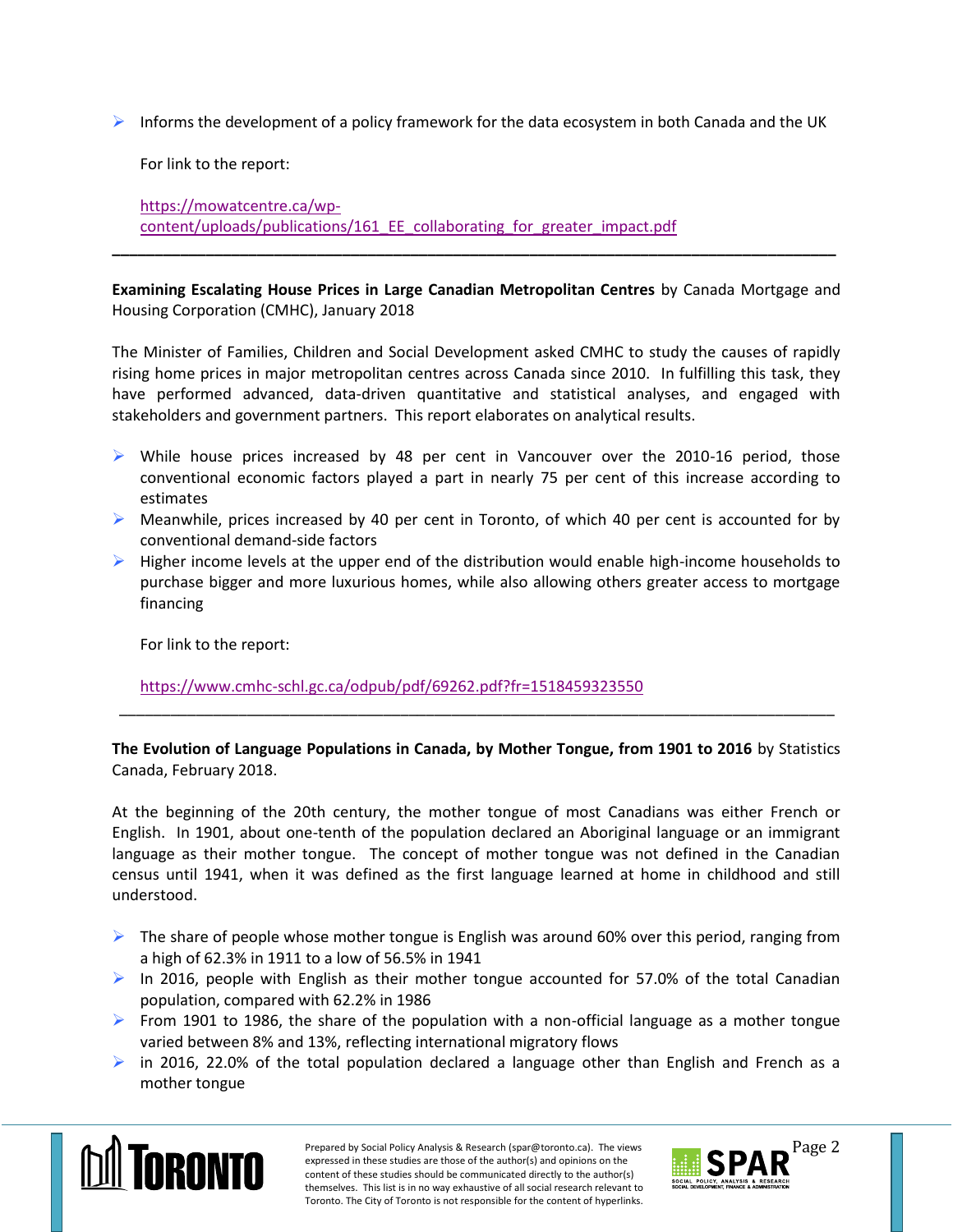- Informs the development of a policy framework for the data ecosystem in both Canada and the UK

  For link to the report:

  https://mowatcentre.ca/wp-content/uploads/publications/161_EE_collaborating_for_greater_impact.pdf

---

**Examining Escalating House Prices in Large Canadian Metropolitan Centres** by Canada Mortgage and Housing Corporation (CMHC), January 2018

The Minister of Families, Children and Social Development asked CMHC to study the causes of rapidly rising home prices in major metropolitan centres across Canada since 2010. In fulfilling this task, they have performed advanced, data-driven quantitative and statistical analyses, and engaged with stakeholders and government partners. This report elaborates on analytical results.

- While house prices increased by 48 per cent in Vancouver over the 2010-16 period, those conventional economic factors played a part in nearly 75 per cent of this increase according to estimates
- Meanwhile, prices increased by 40 per cent in Toronto, of which 40 per cent is accounted for by conventional demand-side factors
- Higher income levels at the upper end of the distribution would enable high-income households to purchase bigger and more luxurious homes, while also allowing others greater access to mortgage financing

  For link to the report:

  https://www.cmhc-schl.gc.ca/odpub/pdf/69262.pdf?fr=1518459323550

---

**The Evolution of Language Populations in Canada, by Mother Tongue, from 1901 to 2016** by Statistics Canada, February 2018.

At the beginning of the 20th century, the mother tongue of most Canadians was either French or English. In 1901, about one-tenth of the population declared an Aboriginal language or an immigrant language as their mother tongue. The concept of mother tongue was not defined in the Canadian census until 1941, when it was defined as the first language learned at home in childhood and still understood.

- The share of people whose mother tongue is English was around 60% over this period, ranging from a high of 62.3% in 1911 to a low of 56.5% in 1941
- In 2016, people with English as their mother tongue accounted for 57.0% of the total Canadian population, compared with 62.2% in 1986
- From 1901 to 1986, the share of the population with a non-official language as a mother tongue varied between 8% and 13%, reflecting international migratory flows
- in 2016, 22.0% of the total population declared a language other than English and French as a mother tongue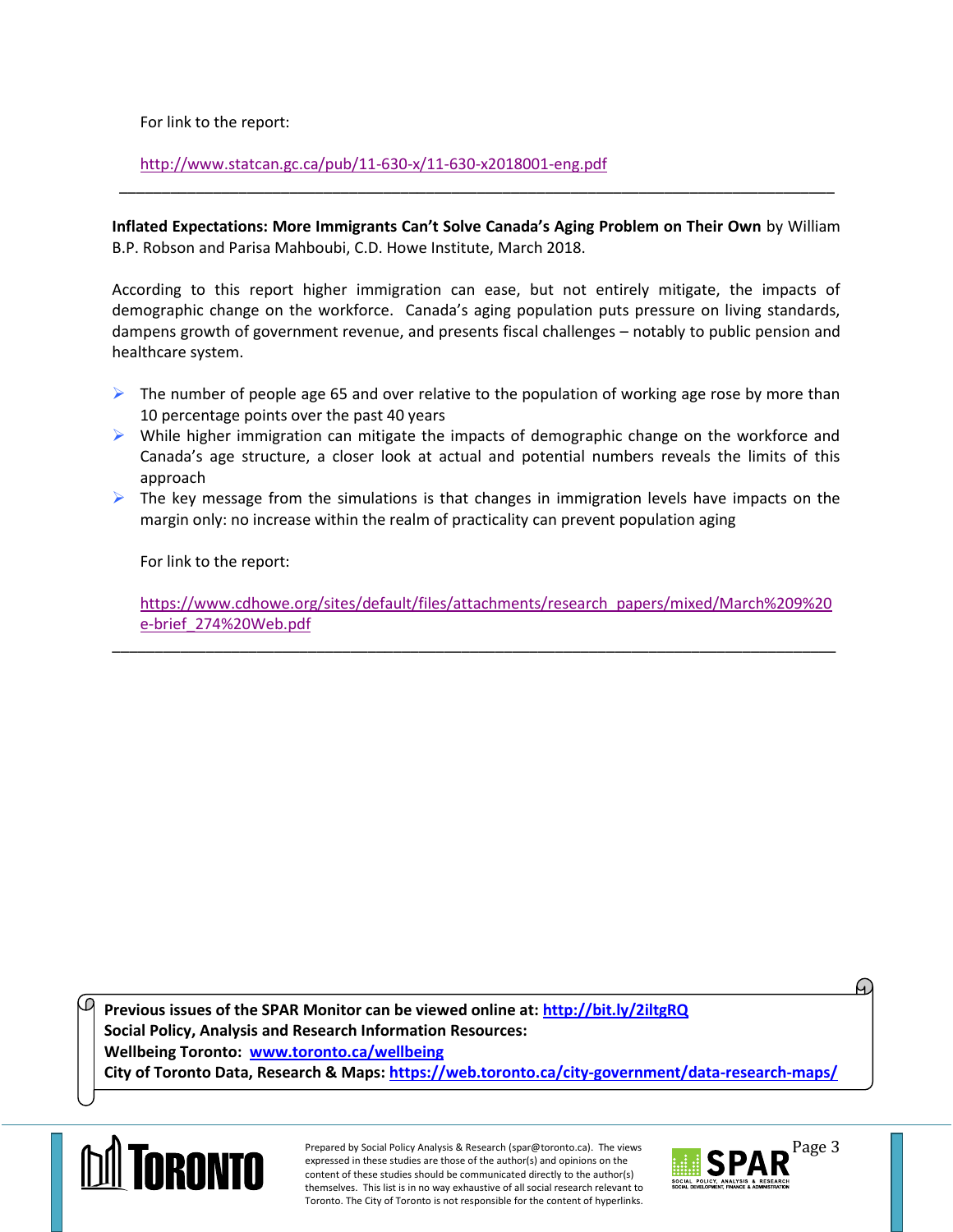For link to the report:

http://www.statcan.gc.ca/pub/11-630-x/11-630-x2018001-eng.pdf

---

**Inflated Expectations: More Immigrants Can't Solve Canada's Aging Problem on Their Own** by William B.P. Robson and Parisa Mahboubi, C.D. Howe Institute, March 2018.

According to this report higher immigration can ease, but not entirely mitigate, the impacts of demographic change on the workforce. Canada's aging population puts pressure on living standards, dampens growth of government revenue, and presents fiscal challenges – notably to public pension and healthcare system.

- The number of people age 65 and over relative to the population of working age rose by more than 10 percentage points over the past 40 years
- While higher immigration can mitigate the impacts of demographic change on the workforce and Canada's age structure, a closer look at actual and potential numbers reveals the limits of this approach
- The key message from the simulations is that changes in immigration levels have impacts on the margin only: no increase within the realm of practicality can prevent population aging

For link to the report:

https://www.cdhowe.org/sites/default/files/attachments/research_papers/mixed/March%209%20e-brief_274%20Web.pdf

---

**Previous issues of the SPAR Monitor can be viewed online at: http://bit.ly/2iltgRQ**
**Social Policy, Analysis and Research Information Resources:**
**Wellbeing Toronto: www.toronto.ca/wellbeing**
**City of Toronto Data, Research & Maps: https://web.toronto.ca/city-government/data-research-maps/**

Prepared by Social Policy Analysis & Research (spar@toronto.ca). The views expressed in these studies are those of the author(s) and opinions on the content of these studies should be communicated directly to the author(s) themselves. This list is in no way exhaustive of all social research relevant to Toronto. The City of Toronto is not responsible for the content of hyperlinks.